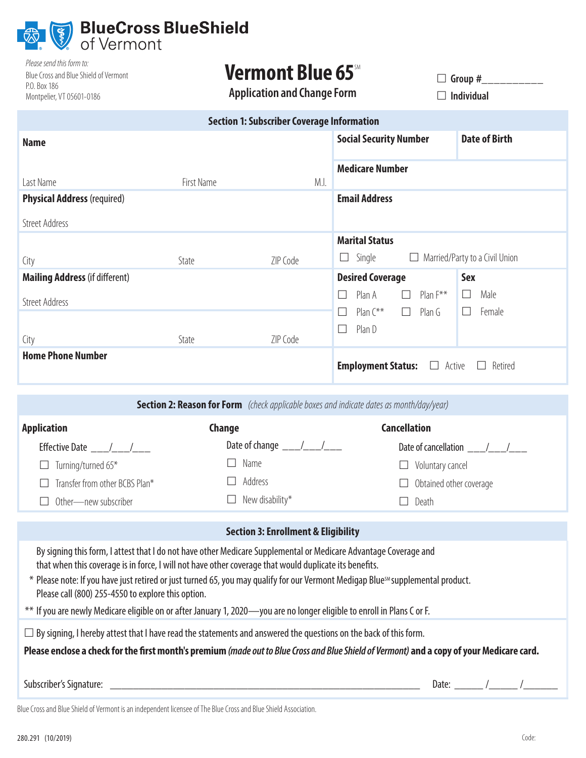BlueCross BlueShield of Vermont

*Please send this form to:*
Blue Cross and Blue Shield of Vermont
P.O. Box 186
Montpelier, VT 05601-0186

# Vermont Blue 65℠

## Application and Change Form

☐ Group #__________
☐ Individual

## Section 1: Subscriber Coverage Information

| | | |
|---|---|---|
| **Name**<br><br>Last Name First Name M.I. | **Social Security Number** | **Date of Birth** |
| | **Medicare Number** | |
| **Physical Address** (required)<br><br>Street Address | **Email Address** | |
| City State ZIP Code | **Marital Status**<br>☐ Single ☐ Married/Party to a Civil Union | |
| **Mailing Address** (if different)<br><br>Street Address<br><br>City State ZIP Code | **Desired Coverage**<br>☐ Plan A ☐ Plan F**<br>☐ Plan C** ☐ Plan G<br>☐ Plan D | **Sex**<br>☐ Male<br>☐ Female |
| **Home Phone Number** | **Employment Status:** ☐ Active ☐ Retired | |

## Section 2: Reason for Form *(check applicable boxes and indicate dates as month/day/year)*

| Application | Change | Cancellation |
|---|---|---|
| Effective Date ___/___/___ | Date of change ___/___/___ | Date of cancellation ___/___/___ |
| ☐ Turning/turned 65* | ☐ Name | ☐ Voluntary cancel |
| ☐ Transfer from other BCBS Plan* | ☐ Address | ☐ Obtained other coverage |
| ☐ Other—new subscriber | ☐ New disability* | ☐ Death |

## Section 3: Enrollment & Eligibility

By signing this form, I attest that I do not have other Medicare Supplemental or Medicare Advantage Coverage and that when this coverage is in force, I will not have other coverage that would duplicate its benefits.

\* Please note: If you have just retired or just turned 65, you may qualify for our Vermont Medigap Blue℠ supplemental product. Please call (800) 255-4550 to explore this option.

** If you are newly Medicare eligible on or after January 1, 2020—you are no longer eligible to enroll in Plans C or F.

☐ By signing, I hereby attest that I have read the statements and answered the questions on the back of this form.

**Please enclose a check for the first month's premium** ***(made out to Blue Cross and Blue Shield of Vermont)*** **and a copy of your Medicare card.**

Subscriber's Signature: ____________________________________________ Date: ______/______/_______

Blue Cross and Blue Shield of Vermont is an independent licensee of The Blue Cross and Blue Shield Association.

280.291 (10/2019) Code: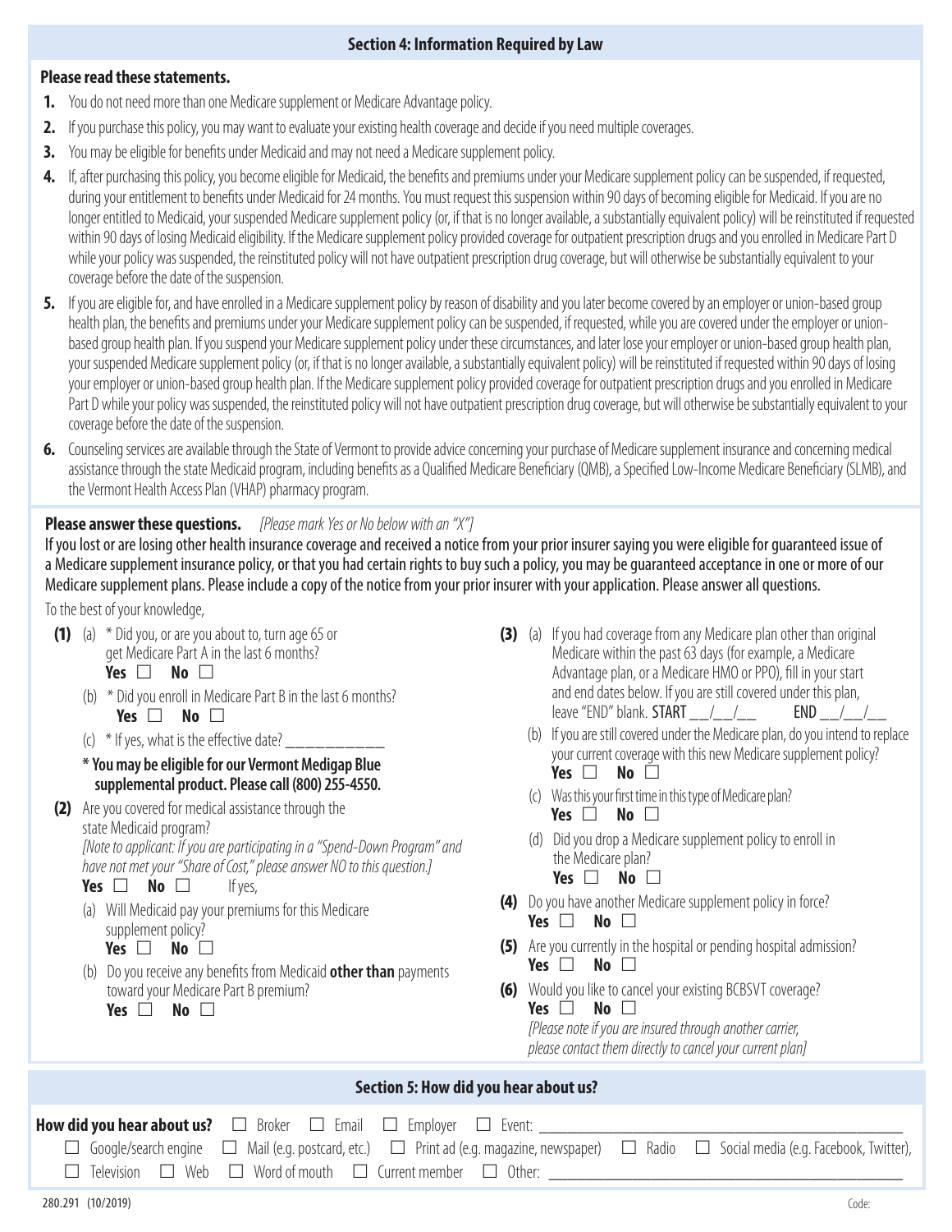## Section 4: Information Required by Law

**Please read these statements.**

1. You do not need more than one Medicare supplement or Medicare Advantage policy.
2. If you purchase this policy, you may want to evaluate your existing health coverage and decide if you need multiple coverages.
3. You may be eligible for benefits under Medicaid and may not need a Medicare supplement policy.
4. If, after purchasing this policy, you become eligible for Medicaid, the benefits and premiums under your Medicare supplement policy can be suspended, if requested, during your entitlement to benefits under Medicaid for 24 months. You must request this suspension within 90 days of becoming eligible for Medicaid. If you are no longer entitled to Medicaid, your suspended Medicare supplement policy (or, if that is no longer available, a substantially equivalent policy) will be reinstituted if requested within 90 days of losing Medicaid eligibility. If the Medicare supplement policy provided coverage for outpatient prescription drugs and you enrolled in Medicare Part D while your policy was suspended, the reinstituted policy will not have outpatient prescription drug coverage, but will otherwise be substantially equivalent to your coverage before the date of the suspension.
5. If you are eligible for, and have enrolled in a Medicare supplement policy by reason of disability and you later become covered by an employer or union-based group health plan, the benefits and premiums under your Medicare supplement policy can be suspended, if requested, while you are covered under the employer or union-based group health plan. If you suspend your Medicare supplement policy under these circumstances, and later lose your employer or union-based group health plan, your suspended Medicare supplement policy (or, if that is no longer available, a substantially equivalent policy) will be reinstituted if requested within 90 days of losing your employer or union-based group health plan. If the Medicare supplement policy provided coverage for outpatient prescription drugs and you enrolled in Medicare Part D while your policy was suspended, the reinstituted policy will not have outpatient prescription drug coverage, but will otherwise be substantially equivalent to your coverage before the date of the suspension.
6. Counseling services are available through the State of Vermont to provide advice concerning your purchase of Medicare supplement insurance and concerning medical assistance through the state Medicaid program, including benefits as a Qualified Medicare Beneficiary (QMB), a Specified Low-Income Medicare Beneficiary (SLMB), and the Vermont Health Access Plan (VHAP) pharmacy program.

**Please answer these questions.** *[Please mark Yes or No below with an "X"]*

If you lost or are losing other health insurance coverage and received a notice from your prior insurer saying you were eligible for guaranteed issue of a Medicare supplement insurance policy, or that you had certain rights to buy such a policy, you may be guaranteed acceptance in one or more of our Medicare supplement plans. Please include a copy of the notice from your prior insurer with your application. Please answer all questions.

To the best of your knowledge,

**(1)** (a) * Did you, or are you about to, turn age 65 or get Medicare Part A in the last 6 months?
**Yes** ☐ **No** ☐

(b) * Did you enroll in Medicare Part B in the last 6 months?
**Yes** ☐ **No** ☐

(c) * If yes, what is the effective date? ____________

**\* You may be eligible for our Vermont Medigap Blue supplemental product. Please call (800) 255-4550.**

**(2)** Are you covered for medical assistance through the state Medicaid program?
*[Note to applicant: If you are participating in a "Spend-Down Program" and have not met your "Share of Cost," please answer NO to this question.]*
**Yes** ☐ **No** ☐ If yes,

(a) Will Medicaid pay your premiums for this Medicare supplement policy?
**Yes** ☐ **No** ☐

(b) Do you receive any benefits from Medicaid **other than** payments toward your Medicare Part B premium?
**Yes** ☐ **No** ☐

**(3)** (a) If you had coverage from any Medicare plan other than original Medicare within the past 63 days (for example, a Medicare Advantage plan, or a Medicare HMO or PPO), fill in your start and end dates below. If you are still covered under this plan, leave "END" blank. START __/__/__ END __/__/__

(b) If you are still covered under the Medicare plan, do you intend to replace your current coverage with this new Medicare supplement policy?
**Yes** ☐ **No** ☐

(c) Was this your first time in this type of Medicare plan?
**Yes** ☐ **No** ☐

(d) Did you drop a Medicare supplement policy to enroll in the Medicare plan?
**Yes** ☐ **No** ☐

**(4)** Do you have another Medicare supplement policy in force?
**Yes** ☐ **No** ☐

**(5)** Are you currently in the hospital or pending hospital admission?
**Yes** ☐ **No** ☐

**(6)** Would you like to cancel your existing BCBSVT coverage?
**Yes** ☐ **No** ☐
*[Please note if you are insured through another carrier, please contact them directly to cancel your current plan]*

## Section 5: How did you hear about us?

**How did you hear about us?** ☐ Broker ☐ Email ☐ Employer ☐ Event: ____________________

☐ Google/search engine ☐ Mail (e.g. postcard, etc.) ☐ Print ad (e.g. magazine, newspaper) ☐ Radio ☐ Social media (e.g. Facebook, Twitter),
☐ Television ☐ Web ☐ Word of mouth ☐ Current member ☐ Other: ____________________

280.291 (10/2019) Code: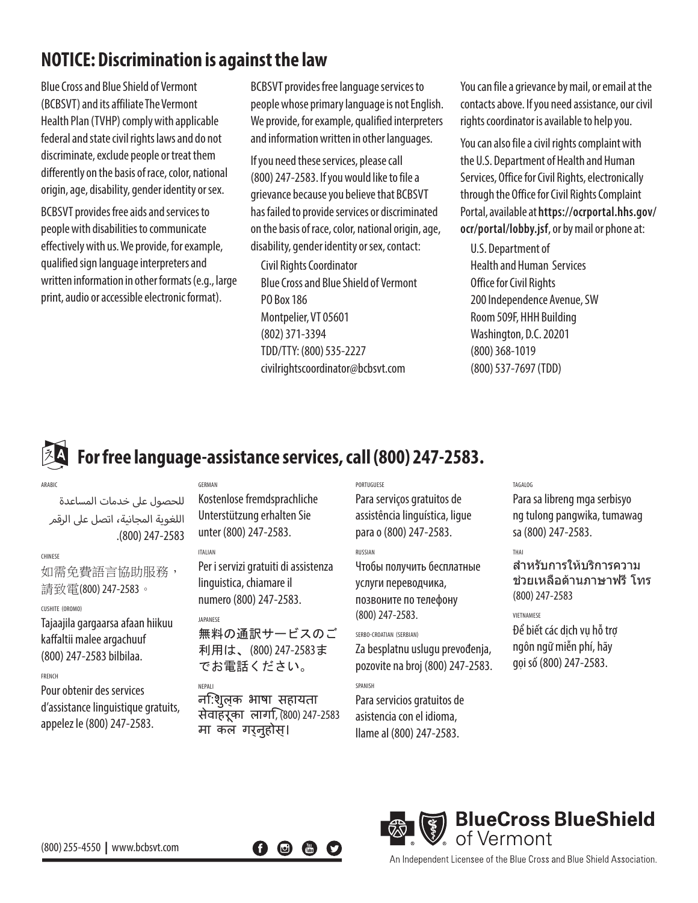# NOTICE: Discrimination is against the law

Blue Cross and Blue Shield of Vermont (BCBSVT) and its affiliate The Vermont Health Plan (TVHP) comply with applicable federal and state civil rights laws and do not discriminate, exclude people or treat them differently on the basis of race, color, national origin, age, disability, gender identity or sex.

BCBSVT provides free aids and services to people with disabilities to communicate effectively with us. We provide, for example, qualified sign language interpreters and written information in other formats (e.g., large print, audio or accessible electronic format).

BCBSVT provides free language services to people whose primary language is not English. We provide, for example, qualified interpreters and information written in other languages.

If you need these services, please call (800) 247-2583. If you would like to file a grievance because you believe that BCBSVT has failed to provide services or discriminated on the basis of race, color, national origin, age, disability, gender identity or sex, contact:

Civil Rights Coordinator
Blue Cross and Blue Shield of Vermont
PO Box 186
Montpelier, VT 05601
(802) 371-3394
TDD/TTY: (800) 535-2227
civilrightscoordinator@bcbsvt.com

You can file a grievance by mail, or email at the contacts above. If you need assistance, our civil rights coordinator is available to help you.

You can also file a civil rights complaint with the U.S. Department of Health and Human Services, Office for Civil Rights, electronically through the Office for Civil Rights Complaint Portal, available at **https://ocrportal.hhs.gov/ocr/portal/lobby.jsf**, or by mail or phone at:

U.S. Department of
Health and Human Services
Office for Civil Rights
200 Independence Avenue, SW
Room 509F, HHH Building
Washington, D.C. 20201
(800) 368-1019
(800) 537-7697 (TDD)

## For free language-assistance services, call (800) 247-2583.

ARABIC

للحصول على خدمات المساعدة اللغوية المجانية، اتصل على الرقم (800) 247-2583.

CHINESE

如需免費語言協助服務，請致電(800) 247-2583。

CUSHITE (OROMO)

Tajaajila gargaarsa afaan hiikuu kaffaltii malee argachuuf (800) 247-2583 bilbilaa.

FRENCH

Pour obtenir des services d'assistance linguistique gratuits, appelez le (800) 247-2583.

GERMAN

Kostenlose fremdsprachliche Unterstützung erhalten Sie unter (800) 247-2583.

ITALIAN

Per i servizi gratuiti di assistenza linguistica, chiamare il numero (800) 247-2583.

JAPANESE

無料の通訳サービスのご利用は、(800) 247-2583までお電話ください。

NEPALI

नि:शुल्क भाषा सहायता सेवाहरूका लागि, (800) 247-2583 मा कल गर्नुहोस्।

PORTUGUESE

Para serviços gratuitos de assistência linguística, ligue para o (800) 247-2583.

RUSSIAN

Чтобы получить бесплатные услуги переводчика, позвоните по телефону (800) 247-2583.

SERBO-CROATIAN (SERBIAN)

Za besplatnu uslugu prevođenja, pozovite na broj (800) 247-2583.

SPANISH

Para servicios gratuitos de asistencia con el idioma, llame al (800) 247-2583.

TAGALOG

Para sa libreng mga serbisyo ng tulong pangwika, tumawag sa (800) 247-2583.

THAI

สำหรับการให้บริการความช่วยเหลือด้านภาษาฟรี โทร (800) 247-2583

VIETNAMESE

Để biết các dịch vụ hỗ trợ ngôn ngữ miễn phí, hãy gọi số (800) 247-2583.

(800) 255-4550 | www.bcbsvt.com

BlueCross BlueShield of Vermont

An Independent Licensee of the Blue Cross and Blue Shield Association.